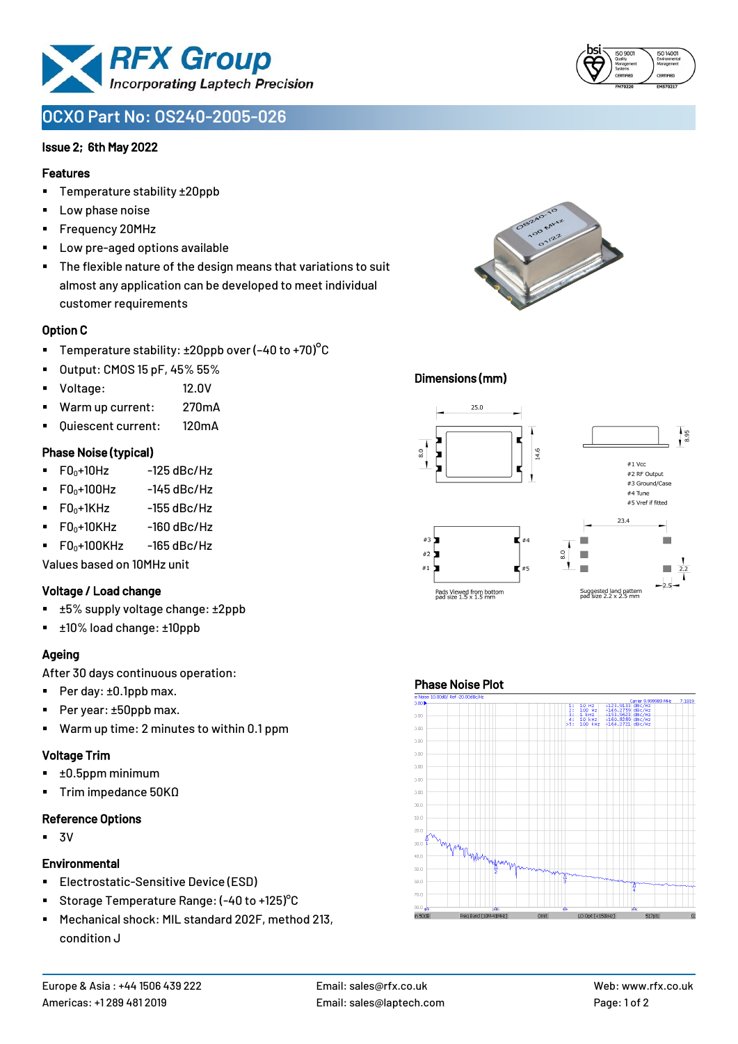# OCXO Part No: OS240-2005-026

**Issue 2; 6th May 2022**

## Features

- Temperature stability ±20ppb
- Low phase noise
- Frequency 20MHz
- Low pre-aged options available
- The flexible nature of the design means that variations to suit almost any application can be developed to meet individual customer requirements

## Option C

- Temperature stability: ±20ppb over (-40 to +70)°C
- Output: CMOS 15 pF, 45% 55%
- Voltage: 12.0V
- Warm up current: 270mA
- Quiescent current: 120mA

## Phase Noise (typical)

- $F0_0$+10Hz -125 dBc/Hz
- $F0_0$+100Hz -145 dBc/Hz
- $F0_0$+1KHz -155 dBc/Hz
- $F0_0$+10KHz -160 dBc/Hz
- $F0_0$+100KHz -165 dBc/Hz

Values based on 10MHz unit

## Voltage / Load change

- ±5% supply voltage change: ±2ppb
- ±10% load change: ±10ppb

## Ageing

After 30 days continuous operation:

- Per day: ±0.1ppb max.
- Per year: ±50ppb max.
- Warm up time: 2 minutes to within 0.1 ppm

## Voltage Trim

- ±0.5ppm minimum
- Trim impedance 50KΩ

## Reference Options

- 3V

## Environmental

- Electrostatic-Sensitive Device (ESD)
- Storage Temperature Range: (-40 to +125)°C
- Mechanical shock: MIL standard 202F, method 213, condition J

## Dimensions (mm)

25.0; 8.0; 14.6; 8.95

#1 Vcc
#2 RF Output
#3 Ground/Case
#4 Tune
#5 Vref if fitted

23.4; 8.0; 2.2; 2.5

Pads Viewed from bottom pad size 1.5 x 1.5 mm

Suggested land pattern pad size 2.2 x 2.5 mm

## Phase Noise Plot

| Marker | Offset | Phase Noise |
|---|---|---|
| 1: | 10 Hz | -123.9133 dBc/Hz |
| 2: | 100 Hz | -140.2759 dBc/Hz |
| 3: | 1 kHz | -153.9623 dBc/Hz |
| 4: | 10 kHz | -160.8280 dBc/Hz |
| >5: | 100 kHz | -164.2721 dBc/Hz |

Carrier 9.999989 MHz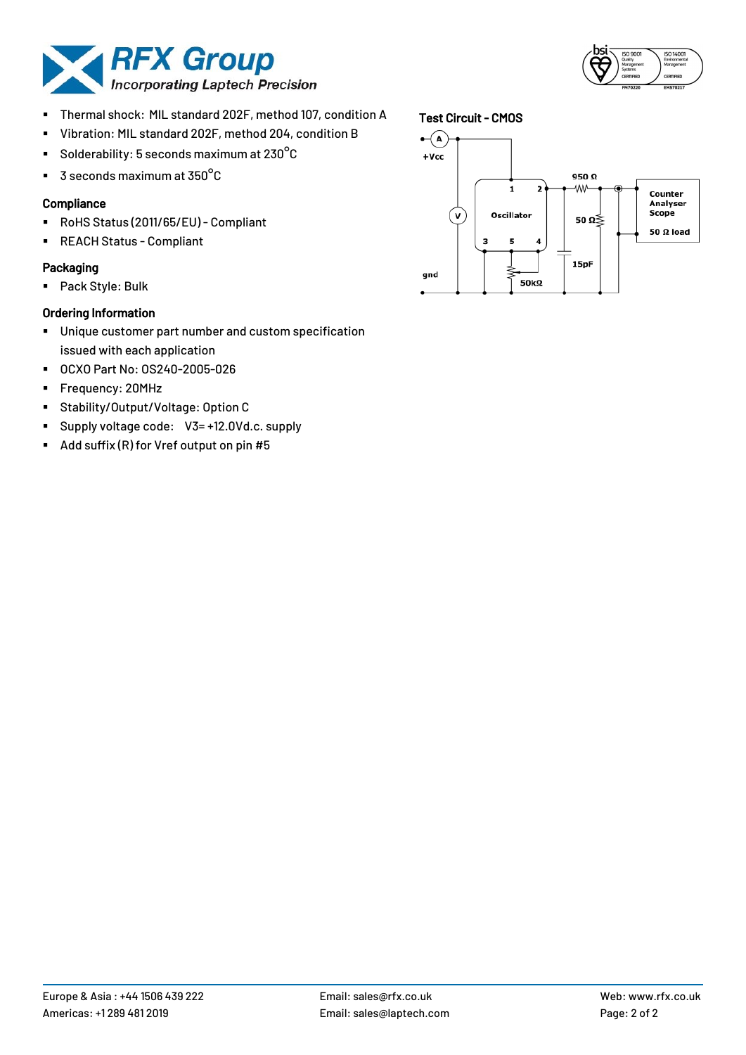- Thermal shock: MIL standard 202F, method 107, condition A
- Vibration: MIL standard 202F, method 204, condition B
- Solderability: 5 seconds maximum at 230°C
- 3 seconds maximum at 350°C

### Compliance

- RoHS Status (2011/65/EU) - Compliant
- REACH Status - Compliant

### Packaging

- Pack Style: Bulk

### Ordering Information

- Unique customer part number and custom specification issued with each application
- OCXO Part No: OS240-2005-026
- Frequency: 20MHz
- Stability/Output/Voltage: Option C
- Supply voltage code: V3= +12.0Vd.c. supply
- Add suffix (R) for Vref output on pin #5

### Test Circuit - CMOS

A
+Vcc
V
1
2
Oscillator
3
5
4
gnd
50kΩ
950 Ω
50 Ω
15pF
Counter
Analyser
Scope
50 Ω load

Europe & Asia : +44 1506 439 222
Americas: +1 289 481 2019
Email: sales@rfx.co.uk
Email: sales@laptech.com
Web: www.rfx.co.uk